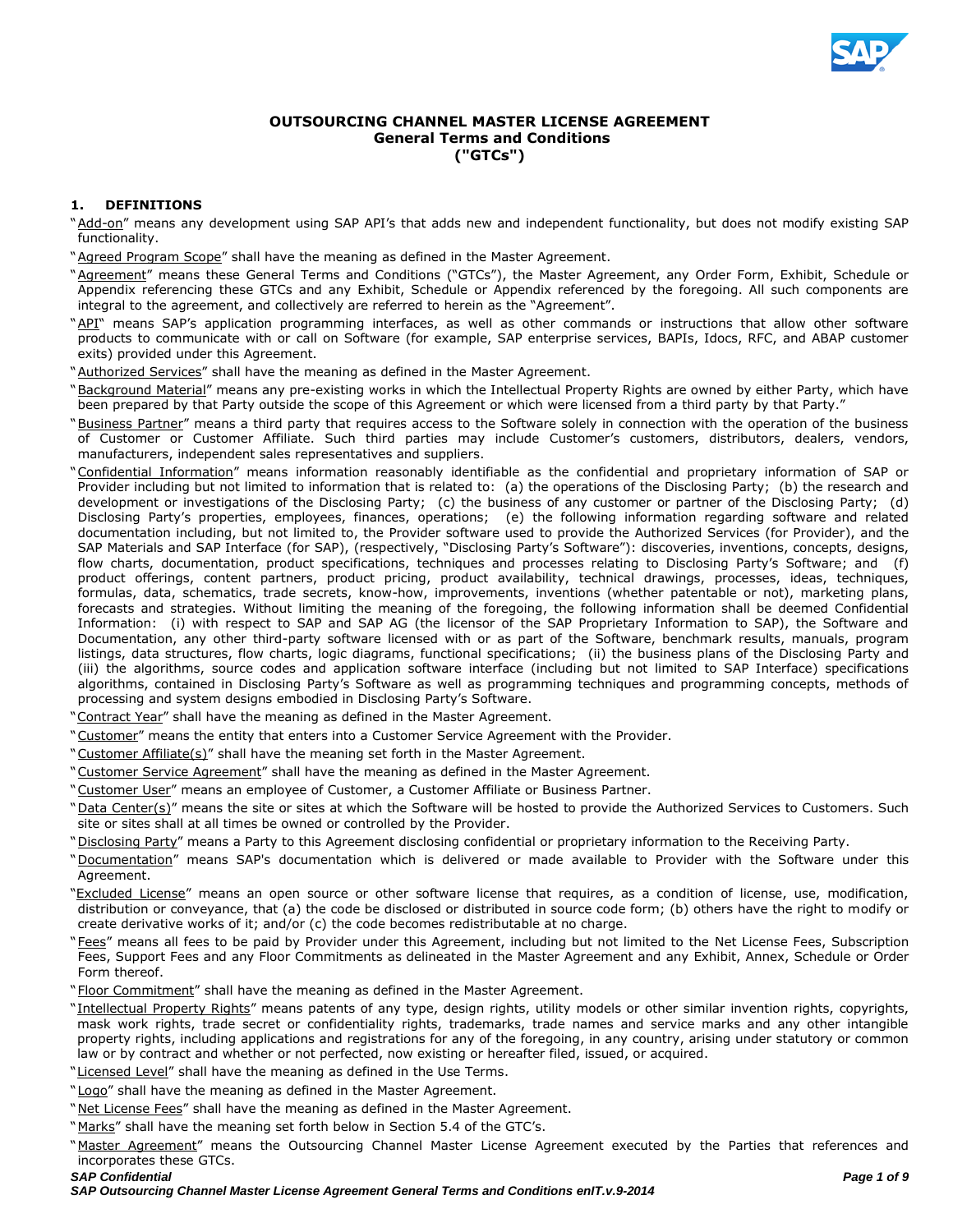# OUTSOURCING CHANNEL MASTER LICENSE AGREEMENT
## General Terms and Conditions
## ("GTCs")

### 1. DEFINITIONS

"Add-on" means any development using SAP API's that adds new and independent functionality, but does not modify existing SAP functionality.

"Agreed Program Scope" shall have the meaning as defined in the Master Agreement.

"Agreement" means these General Terms and Conditions ("GTCs"), the Master Agreement, any Order Form, Exhibit, Schedule or Appendix referencing these GTCs and any Exhibit, Schedule or Appendix referenced by the foregoing. All such components are integral to the agreement, and collectively are referred to herein as the "Agreement".

"API" means SAP's application programming interfaces, as well as other commands or instructions that allow other software products to communicate with or call on Software (for example, SAP enterprise services, BAPIs, Idocs, RFC, and ABAP customer exits) provided under this Agreement.

"Authorized Services" shall have the meaning as defined in the Master Agreement.

"Background Material" means any pre-existing works in which the Intellectual Property Rights are owned by either Party, which have been prepared by that Party outside the scope of this Agreement or which were licensed from a third party by that Party."

"Business Partner" means a third party that requires access to the Software solely in connection with the operation of the business of Customer or Customer Affiliate. Such third parties may include Customer's customers, distributors, dealers, vendors, manufacturers, independent sales representatives and suppliers.

"Confidential Information" means information reasonably identifiable as the confidential and proprietary information of SAP or Provider including but not limited to information that is related to: (a) the operations of the Disclosing Party; (b) the research and development or investigations of the Disclosing Party; (c) the business of any customer or partner of the Disclosing Party; (d) Disclosing Party's properties, employees, finances, operations; (e) the following information regarding software and related documentation including, but not limited to, the Provider software used to provide the Authorized Services (for Provider), and the SAP Materials and SAP Interface (for SAP), (respectively, "Disclosing Party's Software"): discoveries, inventions, concepts, designs, flow charts, documentation, product specifications, techniques and processes relating to Disclosing Party's Software; and (f) product offerings, content partners, product pricing, product availability, technical drawings, processes, ideas, techniques, formulas, data, schematics, trade secrets, know-how, improvements, inventions (whether patentable or not), marketing plans, forecasts and strategies. Without limiting the meaning of the foregoing, the following information shall be deemed Confidential Information: (i) with respect to SAP and SAP AG (the licensor of the SAP Proprietary Information to SAP), the Software and Documentation, any other third-party software licensed with or as part of the Software, benchmark results, manuals, program listings, data structures, flow charts, logic diagrams, functional specifications; (ii) the business plans of the Disclosing Party and (iii) the algorithms, source codes and application software interface (including but not limited to SAP Interface) specifications algorithms, contained in Disclosing Party's Software as well as programming techniques and programming concepts, methods of processing and system designs embodied in Disclosing Party's Software.

"Contract Year" shall have the meaning as defined in the Master Agreement.

"Customer" means the entity that enters into a Customer Service Agreement with the Provider.

"Customer Affiliate(s)" shall have the meaning set forth in the Master Agreement.

"Customer Service Agreement" shall have the meaning as defined in the Master Agreement.

"Customer User" means an employee of Customer, a Customer Affiliate or Business Partner.

"Data Center(s)" means the site or sites at which the Software will be hosted to provide the Authorized Services to Customers. Such site or sites shall at all times be owned or controlled by the Provider.

"Disclosing Party" means a Party to this Agreement disclosing confidential or proprietary information to the Receiving Party.

"Documentation" means SAP's documentation which is delivered or made available to Provider with the Software under this Agreement.

"Excluded License" means an open source or other software license that requires, as a condition of license, use, modification, distribution or conveyance, that (a) the code be disclosed or distributed in source code form; (b) others have the right to modify or create derivative works of it; and/or (c) the code becomes redistributable at no charge.

"Fees" means all fees to be paid by Provider under this Agreement, including but not limited to the Net License Fees, Subscription Fees, Support Fees and any Floor Commitments as delineated in the Master Agreement and any Exhibit, Annex, Schedule or Order Form thereof.

"Floor Commitment" shall have the meaning as defined in the Master Agreement.

"Intellectual Property Rights" means patents of any type, design rights, utility models or other similar invention rights, copyrights, mask work rights, trade secret or confidentiality rights, trademarks, trade names and service marks and any other intangible property rights, including applications and registrations for any of the foregoing, in any country, arising under statutory or common law or by contract and whether or not perfected, now existing or hereafter filed, issued, or acquired.

"Licensed Level" shall have the meaning as defined in the Use Terms.

"Logo" shall have the meaning as defined in the Master Agreement.

"Net License Fees" shall have the meaning as defined in the Master Agreement.

"Marks" shall have the meaning set forth below in Section 5.4 of the GTC's.

"Master Agreement" means the Outsourcing Channel Master License Agreement executed by the Parties that references and incorporates these GTCs.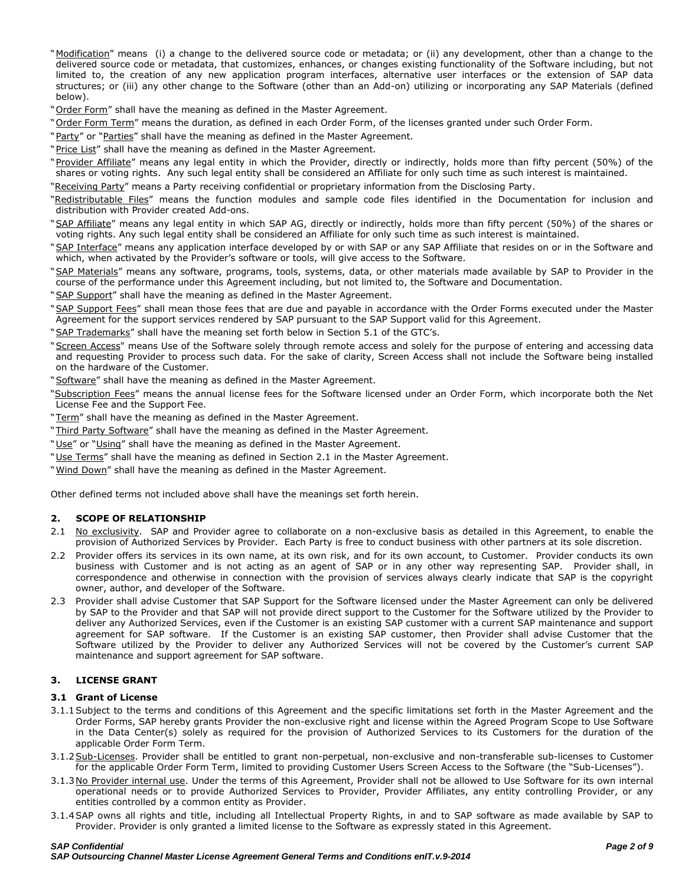"Modification" means (i) a change to the delivered source code or metadata; or (ii) any development, other than a change to the delivered source code or metadata, that customizes, enhances, or changes existing functionality of the Software including, but not limited to, the creation of any new application program interfaces, alternative user interfaces or the extension of SAP data structures; or (iii) any other change to the Software (other than an Add-on) utilizing or incorporating any SAP Materials (defined below).

"Order Form" shall have the meaning as defined in the Master Agreement.

"Order Form Term" means the duration, as defined in each Order Form, of the licenses granted under such Order Form.

"Party" or "Parties" shall have the meaning as defined in the Master Agreement.

"Price List" shall have the meaning as defined in the Master Agreement.

"Provider Affiliate" means any legal entity in which the Provider, directly or indirectly, holds more than fifty percent (50%) of the shares or voting rights. Any such legal entity shall be considered an Affiliate for only such time as such interest is maintained.

"Receiving Party" means a Party receiving confidential or proprietary information from the Disclosing Party.

"Redistributable Files" means the function modules and sample code files identified in the Documentation for inclusion and distribution with Provider created Add-ons.

"SAP Affiliate" means any legal entity in which SAP AG, directly or indirectly, holds more than fifty percent (50%) of the shares or voting rights. Any such legal entity shall be considered an Affiliate for only such time as such interest is maintained.

"SAP Interface" means any application interface developed by or with SAP or any SAP Affiliate that resides on or in the Software and which, when activated by the Provider's software or tools, will give access to the Software.

"SAP Materials" means any software, programs, tools, systems, data, or other materials made available by SAP to Provider in the course of the performance under this Agreement including, but not limited to, the Software and Documentation.

"SAP Support" shall have the meaning as defined in the Master Agreement.

"SAP Support Fees" shall mean those fees that are due and payable in accordance with the Order Forms executed under the Master Agreement for the support services rendered by SAP pursuant to the SAP Support valid for this Agreement.

"SAP Trademarks" shall have the meaning set forth below in Section 5.1 of the GTC's.

"Screen Access" means Use of the Software solely through remote access and solely for the purpose of entering and accessing data and requesting Provider to process such data. For the sake of clarity, Screen Access shall not include the Software being installed on the hardware of the Customer.

"Software" shall have the meaning as defined in the Master Agreement.

"Subscription Fees" means the annual license fees for the Software licensed under an Order Form, which incorporate both the Net License Fee and the Support Fee.

"Term" shall have the meaning as defined in the Master Agreement.

"Third Party Software" shall have the meaning as defined in the Master Agreement.

"Use" or "Using" shall have the meaning as defined in the Master Agreement.

"Use Terms" shall have the meaning as defined in Section 2.1 in the Master Agreement.

"Wind Down" shall have the meaning as defined in the Master Agreement.

Other defined terms not included above shall have the meanings set forth herein.

## 2. SCOPE OF RELATIONSHIP

2.1 No exclusivity. SAP and Provider agree to collaborate on a non-exclusive basis as detailed in this Agreement, to enable the provision of Authorized Services by Provider. Each Party is free to conduct business with other partners at its sole discretion.

2.2 Provider offers its services in its own name, at its own risk, and for its own account, to Customer. Provider conducts its own business with Customer and is not acting as an agent of SAP or in any other way representing SAP. Provider shall, in correspondence and otherwise in connection with the provision of services always clearly indicate that SAP is the copyright owner, author, and developer of the Software.

2.3 Provider shall advise Customer that SAP Support for the Software licensed under the Master Agreement can only be delivered by SAP to the Provider and that SAP will not provide direct support to the Customer for the Software utilized by the Provider to deliver any Authorized Services, even if the Customer is an existing SAP customer with a current SAP maintenance and support agreement for SAP software. If the Customer is an existing SAP customer, then Provider shall advise Customer that the Software utilized by the Provider to deliver any Authorized Services will not be covered by the Customer's current SAP maintenance and support agreement for SAP software.

## 3. LICENSE GRANT

### 3.1 Grant of License

3.1.1 Subject to the terms and conditions of this Agreement and the specific limitations set forth in the Master Agreement and the Order Forms, SAP hereby grants Provider the non-exclusive right and license within the Agreed Program Scope to Use Software in the Data Center(s) solely as required for the provision of Authorized Services to its Customers for the duration of the applicable Order Form Term.

3.1.2 Sub-Licenses. Provider shall be entitled to grant non-perpetual, non-exclusive and non-transferable sub-licenses to Customer for the applicable Order Form Term, limited to providing Customer Users Screen Access to the Software (the "Sub-Licenses").

3.1.3 No Provider internal use. Under the terms of this Agreement, Provider shall not be allowed to Use Software for its own internal operational needs or to provide Authorized Services to Provider, Provider Affiliates, any entity controlling Provider, or any entities controlled by a common entity as Provider.

3.1.4 SAP owns all rights and title, including all Intellectual Property Rights, in and to SAP software as made available by SAP to Provider. Provider is only granted a limited license to the Software as expressly stated in this Agreement.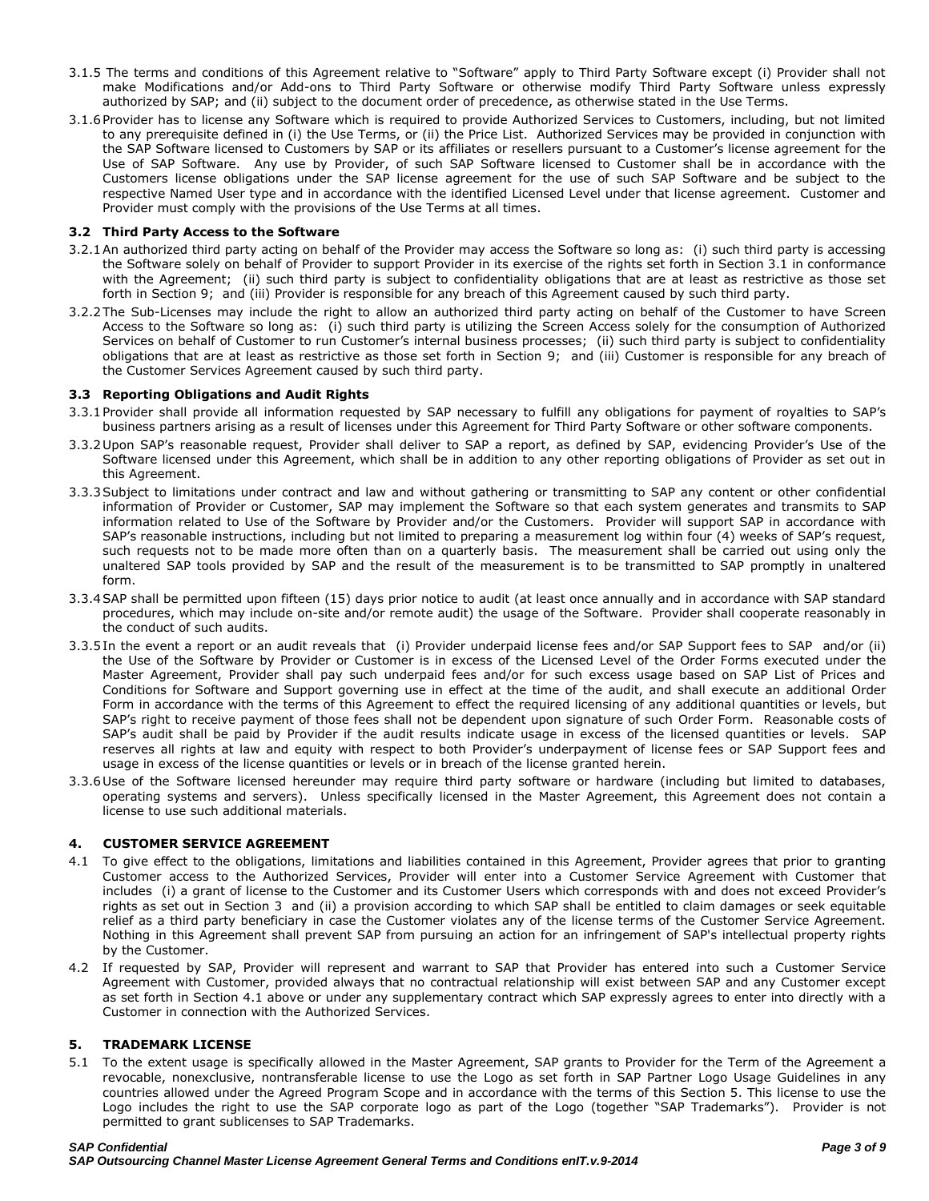3.1.5 The terms and conditions of this Agreement relative to "Software" apply to Third Party Software except (i) Provider shall not make Modifications and/or Add-ons to Third Party Software or otherwise modify Third Party Software unless expressly authorized by SAP; and (ii) subject to the document order of precedence, as otherwise stated in the Use Terms.

3.1.6 Provider has to license any Software which is required to provide Authorized Services to Customers, including, but not limited to any prerequisite defined in (i) the Use Terms, or (ii) the Price List. Authorized Services may be provided in conjunction with the SAP Software licensed to Customers by SAP or its affiliates or resellers pursuant to a Customer's license agreement for the Use of SAP Software. Any use by Provider, of such SAP Software licensed to Customer shall be in accordance with the Customers license obligations under the SAP license agreement for the use of such SAP Software and be subject to the respective Named User type and in accordance with the identified Licensed Level under that license agreement. Customer and Provider must comply with the provisions of the Use Terms at all times.

### 3.2 Third Party Access to the Software

3.2.1 An authorized third party acting on behalf of the Provider may access the Software so long as: (i) such third party is accessing the Software solely on behalf of Provider to support Provider in its exercise of the rights set forth in Section 3.1 in conformance with the Agreement; (ii) such third party is subject to confidentiality obligations that are at least as restrictive as those set forth in Section 9; and (iii) Provider is responsible for any breach of this Agreement caused by such third party.

3.2.2 The Sub-Licenses may include the right to allow an authorized third party acting on behalf of the Customer to have Screen Access to the Software so long as: (i) such third party is utilizing the Screen Access solely for the consumption of Authorized Services on behalf of Customer to run Customer's internal business processes; (ii) such third party is subject to confidentiality obligations that are at least as restrictive as those set forth in Section 9; and (iii) Customer is responsible for any breach of the Customer Services Agreement caused by such third party.

### 3.3 Reporting Obligations and Audit Rights

3.3.1 Provider shall provide all information requested by SAP necessary to fulfill any obligations for payment of royalties to SAP's business partners arising as a result of licenses under this Agreement for Third Party Software or other software components.

3.3.2 Upon SAP's reasonable request, Provider shall deliver to SAP a report, as defined by SAP, evidencing Provider's Use of the Software licensed under this Agreement, which shall be in addition to any other reporting obligations of Provider as set out in this Agreement.

3.3.3 Subject to limitations under contract and law and without gathering or transmitting to SAP any content or other confidential information of Provider or Customer, SAP may implement the Software so that each system generates and transmits to SAP information related to Use of the Software by Provider and/or the Customers. Provider will support SAP in accordance with SAP's reasonable instructions, including but not limited to preparing a measurement log within four (4) weeks of SAP's request, such requests not to be made more often than on a quarterly basis. The measurement shall be carried out using only the unaltered SAP tools provided by SAP and the result of the measurement is to be transmitted to SAP promptly in unaltered form.

3.3.4 SAP shall be permitted upon fifteen (15) days prior notice to audit (at least once annually and in accordance with SAP standard procedures, which may include on-site and/or remote audit) the usage of the Software. Provider shall cooperate reasonably in the conduct of such audits.

3.3.5 In the event a report or an audit reveals that (i) Provider underpaid license fees and/or SAP Support fees to SAP and/or (ii) the Use of the Software by Provider or Customer is in excess of the Licensed Level of the Order Forms executed under the Master Agreement, Provider shall pay such underpaid fees and/or for such excess usage based on SAP List of Prices and Conditions for Software and Support governing use in effect at the time of the audit, and shall execute an additional Order Form in accordance with the terms of this Agreement to effect the required licensing of any additional quantities or levels, but SAP's right to receive payment of those fees shall not be dependent upon signature of such Order Form. Reasonable costs of SAP's audit shall be paid by Provider if the audit results indicate usage in excess of the licensed quantities or levels. SAP reserves all rights at law and equity with respect to both Provider's underpayment of license fees or SAP Support fees and usage in excess of the license quantities or levels or in breach of the license granted herein.

3.3.6 Use of the Software licensed hereunder may require third party software or hardware (including but limited to databases, operating systems and servers). Unless specifically licensed in the Master Agreement, this Agreement does not contain a license to use such additional materials.

## 4. CUSTOMER SERVICE AGREEMENT

4.1 To give effect to the obligations, limitations and liabilities contained in this Agreement, Provider agrees that prior to granting Customer access to the Authorized Services, Provider will enter into a Customer Service Agreement with Customer that includes (i) a grant of license to the Customer and its Customer Users which corresponds with and does not exceed Provider's rights as set out in Section 3 and (ii) a provision according to which SAP shall be entitled to claim damages or seek equitable relief as a third party beneficiary in case the Customer violates any of the license terms of the Customer Service Agreement. Nothing in this Agreement shall prevent SAP from pursuing an action for an infringement of SAP's intellectual property rights by the Customer.

4.2 If requested by SAP, Provider will represent and warrant to SAP that Provider has entered into such a Customer Service Agreement with Customer, provided always that no contractual relationship will exist between SAP and any Customer except as set forth in Section 4.1 above or under any supplementary contract which SAP expressly agrees to enter into directly with a Customer in connection with the Authorized Services.

## 5. TRADEMARK LICENSE

5.1 To the extent usage is specifically allowed in the Master Agreement, SAP grants to Provider for the Term of the Agreement a revocable, nonexclusive, nontransferable license to use the Logo as set forth in SAP Partner Logo Usage Guidelines in any countries allowed under the Agreed Program Scope and in accordance with the terms of this Section 5. This license to use the Logo includes the right to use the SAP corporate logo as part of the Logo (together "SAP Trademarks"). Provider is not permitted to grant sublicenses to SAP Trademarks.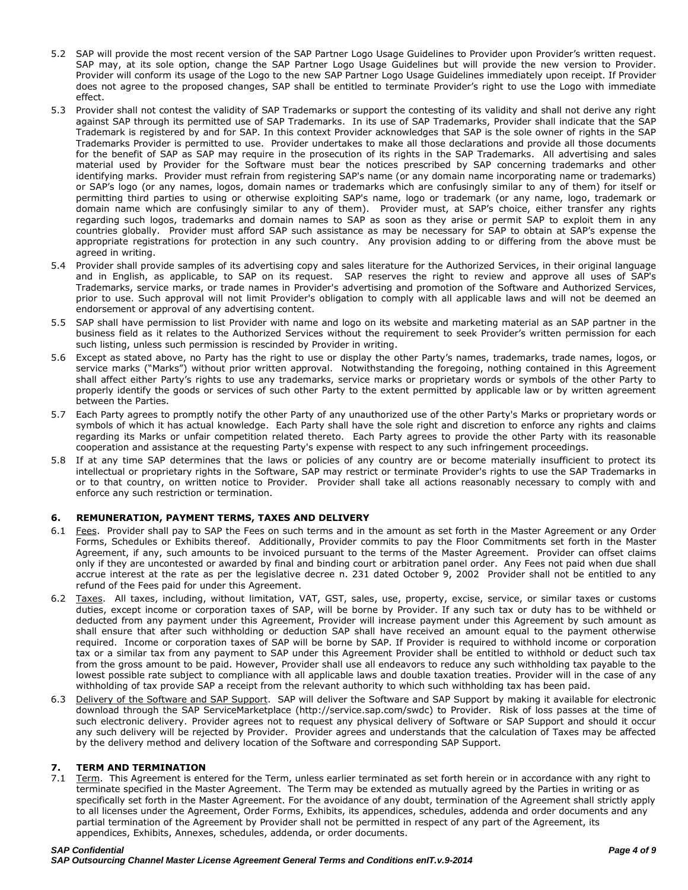5.2 SAP will provide the most recent version of the SAP Partner Logo Usage Guidelines to Provider upon Provider's written request. SAP may, at its sole option, change the SAP Partner Logo Usage Guidelines but will provide the new version to Provider. Provider will conform its usage of the Logo to the new SAP Partner Logo Usage Guidelines immediately upon receipt. If Provider does not agree to the proposed changes, SAP shall be entitled to terminate Provider's right to use the Logo with immediate effect.

5.3 Provider shall not contest the validity of SAP Trademarks or support the contesting of its validity and shall not derive any right against SAP through its permitted use of SAP Trademarks. In its use of SAP Trademarks, Provider shall indicate that the SAP Trademark is registered by and for SAP. In this context Provider acknowledges that SAP is the sole owner of rights in the SAP Trademarks Provider is permitted to use. Provider undertakes to make all those declarations and provide all those documents for the benefit of SAP as SAP may require in the prosecution of its rights in the SAP Trademarks. All advertising and sales material used by Provider for the Software must bear the notices prescribed by SAP concerning trademarks and other identifying marks. Provider must refrain from registering SAP's name (or any domain name incorporating name or trademarks) or SAP's logo (or any names, logos, domain names or trademarks which are confusingly similar to any of them) for itself or permitting third parties to using or otherwise exploiting SAP's name, logo or trademark (or any name, logo, trademark or domain name which are confusingly similar to any of them). Provider must, at SAP's choice, either transfer any rights regarding such logos, trademarks and domain names to SAP as soon as they arise or permit SAP to exploit them in any countries globally. Provider must afford SAP such assistance as may be necessary for SAP to obtain at SAP's expense the appropriate registrations for protection in any such country. Any provision adding to or differing from the above must be agreed in writing.

5.4 Provider shall provide samples of its advertising copy and sales literature for the Authorized Services, in their original language and in English, as applicable, to SAP on its request. SAP reserves the right to review and approve all uses of SAP's Trademarks, service marks, or trade names in Provider's advertising and promotion of the Software and Authorized Services, prior to use. Such approval will not limit Provider's obligation to comply with all applicable laws and will not be deemed an endorsement or approval of any advertising content.

5.5 SAP shall have permission to list Provider with name and logo on its website and marketing material as an SAP partner in the business field as it relates to the Authorized Services without the requirement to seek Provider's written permission for each such listing, unless such permission is rescinded by Provider in writing.

5.6 Except as stated above, no Party has the right to use or display the other Party's names, trademarks, trade names, logos, or service marks ("Marks") without prior written approval. Notwithstanding the foregoing, nothing contained in this Agreement shall affect either Party's rights to use any trademarks, service marks or proprietary words or symbols of the other Party to properly identify the goods or services of such other Party to the extent permitted by applicable law or by written agreement between the Parties.

5.7 Each Party agrees to promptly notify the other Party of any unauthorized use of the other Party's Marks or proprietary words or symbols of which it has actual knowledge. Each Party shall have the sole right and discretion to enforce any rights and claims regarding its Marks or unfair competition related thereto. Each Party agrees to provide the other Party with its reasonable cooperation and assistance at the requesting Party's expense with respect to any such infringement proceedings.

5.8 If at any time SAP determines that the laws or policies of any country are or become materially insufficient to protect its intellectual or proprietary rights in the Software, SAP may restrict or terminate Provider's rights to use the SAP Trademarks in or to that country, on written notice to Provider. Provider shall take all actions reasonably necessary to comply with and enforce any such restriction or termination.

## 6. REMUNERATION, PAYMENT TERMS, TAXES AND DELIVERY

6.1 Fees. Provider shall pay to SAP the Fees on such terms and in the amount as set forth in the Master Agreement or any Order Forms, Schedules or Exhibits thereof. Additionally, Provider commits to pay the Floor Commitments set forth in the Master Agreement, if any, such amounts to be invoiced pursuant to the terms of the Master Agreement. Provider can offset claims only if they are uncontested or awarded by final and binding court or arbitration panel order. Any Fees not paid when due shall accrue interest at the rate as per the legislative decree n. 231 dated October 9, 2002 Provider shall not be entitled to any refund of the Fees paid for under this Agreement.

6.2 Taxes. All taxes, including, without limitation, VAT, GST, sales, use, property, excise, service, or similar taxes or customs duties, except income or corporation taxes of SAP, will be borne by Provider. If any such tax or duty has to be withheld or deducted from any payment under this Agreement, Provider will increase payment under this Agreement by such amount as shall ensure that after such withholding or deduction SAP shall have received an amount equal to the payment otherwise required. Income or corporation taxes of SAP will be borne by SAP. If Provider is required to withhold income or corporation tax or a similar tax from any payment to SAP under this Agreement Provider shall be entitled to withhold or deduct such tax from the gross amount to be paid. However, Provider shall use all endeavors to reduce any such withholding tax payable to the lowest possible rate subject to compliance with all applicable laws and double taxation treaties. Provider will in the case of any withholding of tax provide SAP a receipt from the relevant authority to which such withholding tax has been paid.

6.3 Delivery of the Software and SAP Support. SAP will deliver the Software and SAP Support by making it available for electronic download through the SAP ServiceMarketplace (http://service.sap.com/swdc) to Provider. Risk of loss passes at the time of such electronic delivery. Provider agrees not to request any physical delivery of Software or SAP Support and should it occur any such delivery will be rejected by Provider. Provider agrees and understands that the calculation of Taxes may be affected by the delivery method and delivery location of the Software and corresponding SAP Support.

## 7. TERM AND TERMINATION

7.1 Term. This Agreement is entered for the Term, unless earlier terminated as set forth herein or in accordance with any right to terminate specified in the Master Agreement. The Term may be extended as mutually agreed by the Parties in writing or as specifically set forth in the Master Agreement. For the avoidance of any doubt, termination of the Agreement shall strictly apply to all licenses under the Agreement, Order Forms, Exhibits, its appendices, schedules, addenda and order documents and any partial termination of the Agreement by Provider shall not be permitted in respect of any part of the Agreement, its appendices, Exhibits, Annexes, schedules, addenda, or order documents.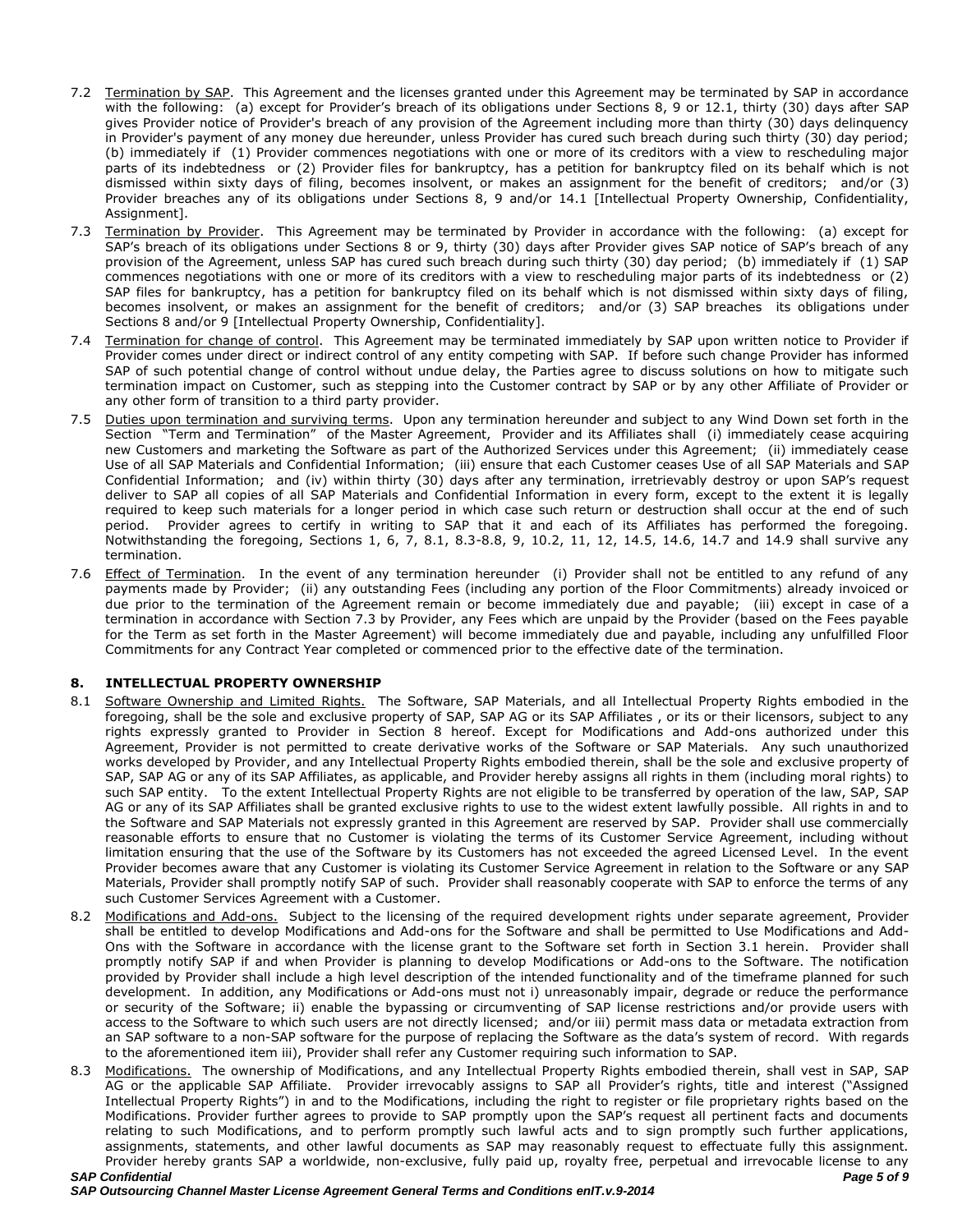7.2 Termination by SAP. This Agreement and the licenses granted under this Agreement may be terminated by SAP in accordance with the following: (a) except for Provider's breach of its obligations under Sections 8, 9 or 12.1, thirty (30) days after SAP gives Provider notice of Provider's breach of any provision of the Agreement including more than thirty (30) days delinquency in Provider's payment of any money due hereunder, unless Provider has cured such breach during such thirty (30) day period; (b) immediately if (1) Provider commences negotiations with one or more of its creditors with a view to rescheduling major parts of its indebtedness or (2) Provider files for bankruptcy, has a petition for bankruptcy filed on its behalf which is not dismissed within sixty days of filing, becomes insolvent, or makes an assignment for the benefit of creditors; and/or (3) Provider breaches any of its obligations under Sections 8, 9 and/or 14.1 [Intellectual Property Ownership, Confidentiality, Assignment].

7.3 Termination by Provider. This Agreement may be terminated by Provider in accordance with the following: (a) except for SAP's breach of its obligations under Sections 8 or 9, thirty (30) days after Provider gives SAP notice of SAP's breach of any provision of the Agreement, unless SAP has cured such breach during such thirty (30) day period; (b) immediately if (1) SAP commences negotiations with one or more of its creditors with a view to rescheduling major parts of its indebtedness or (2) SAP files for bankruptcy, has a petition for bankruptcy filed on its behalf which is not dismissed within sixty days of filing, becomes insolvent, or makes an assignment for the benefit of creditors; and/or (3) SAP breaches its obligations under Sections 8 and/or 9 [Intellectual Property Ownership, Confidentiality].

7.4 Termination for change of control. This Agreement may be terminated immediately by SAP upon written notice to Provider if Provider comes under direct or indirect control of any entity competing with SAP. If before such change Provider has informed SAP of such potential change of control without undue delay, the Parties agree to discuss solutions on how to mitigate such termination impact on Customer, such as stepping into the Customer contract by SAP or by any other Affiliate of Provider or any other form of transition to a third party provider.

7.5 Duties upon termination and surviving terms. Upon any termination hereunder and subject to any Wind Down set forth in the Section "Term and Termination" of the Master Agreement, Provider and its Affiliates shall (i) immediately cease acquiring new Customers and marketing the Software as part of the Authorized Services under this Agreement; (ii) immediately cease Use of all SAP Materials and Confidential Information; (iii) ensure that each Customer ceases Use of all SAP Materials and SAP Confidential Information; and (iv) within thirty (30) days after any termination, irretrievably destroy or upon SAP's request deliver to SAP all copies of all SAP Materials and Confidential Information in every form, except to the extent it is legally required to keep such materials for a longer period in which case such return or destruction shall occur at the end of such period. Provider agrees to certify in writing to SAP that it and each of its Affiliates has performed the foregoing. Notwithstanding the foregoing, Sections 1, 6, 7, 8.1, 8.3-8.8, 9, 10.2, 11, 12, 14.5, 14.6, 14.7 and 14.9 shall survive any termination.

7.6 Effect of Termination. In the event of any termination hereunder (i) Provider shall not be entitled to any refund of any payments made by Provider; (ii) any outstanding Fees (including any portion of the Floor Commitments) already invoiced or due prior to the termination of the Agreement remain or become immediately due and payable; (iii) except in case of a termination in accordance with Section 7.3 by Provider, any Fees which are unpaid by the Provider (based on the Fees payable for the Term as set forth in the Master Agreement) will become immediately due and payable, including any unfulfilled Floor Commitments for any Contract Year completed or commenced prior to the effective date of the termination.

## 8. INTELLECTUAL PROPERTY OWNERSHIP

8.1 Software Ownership and Limited Rights. The Software, SAP Materials, and all Intellectual Property Rights embodied in the foregoing, shall be the sole and exclusive property of SAP, SAP AG or its SAP Affiliates , or its or their licensors, subject to any rights expressly granted to Provider in Section 8 hereof. Except for Modifications and Add-ons authorized under this Agreement, Provider is not permitted to create derivative works of the Software or SAP Materials. Any such unauthorized works developed by Provider, and any Intellectual Property Rights embodied therein, shall be the sole and exclusive property of SAP, SAP AG or any of its SAP Affiliates, as applicable, and Provider hereby assigns all rights in them (including moral rights) to such SAP entity. To the extent Intellectual Property Rights are not eligible to be transferred by operation of the law, SAP, SAP AG or any of its SAP Affiliates shall be granted exclusive rights to use to the widest extent lawfully possible. All rights in and to the Software and SAP Materials not expressly granted in this Agreement are reserved by SAP. Provider shall use commercially reasonable efforts to ensure that no Customer is violating the terms of its Customer Service Agreement, including without limitation ensuring that the use of the Software by its Customers has not exceeded the agreed Licensed Level. In the event Provider becomes aware that any Customer is violating its Customer Service Agreement in relation to the Software or any SAP Materials, Provider shall promptly notify SAP of such. Provider shall reasonably cooperate with SAP to enforce the terms of any such Customer Services Agreement with a Customer.

8.2 Modifications and Add-ons. Subject to the licensing of the required development rights under separate agreement, Provider shall be entitled to develop Modifications and Add-ons for the Software and shall be permitted to Use Modifications and Add-Ons with the Software in accordance with the license grant to the Software set forth in Section 3.1 herein. Provider shall promptly notify SAP if and when Provider is planning to develop Modifications or Add-ons to the Software. The notification provided by Provider shall include a high level description of the intended functionality and of the timeframe planned for such development. In addition, any Modifications or Add-ons must not i) unreasonably impair, degrade or reduce the performance or security of the Software; ii) enable the bypassing or circumventing of SAP license restrictions and/or provide users with access to the Software to which such users are not directly licensed; and/or iii) permit mass data or metadata extraction from an SAP software to a non-SAP software for the purpose of replacing the Software as the data's system of record. With regards to the aforementioned item iii), Provider shall refer any Customer requiring such information to SAP.

8.3 Modifications. The ownership of Modifications, and any Intellectual Property Rights embodied therein, shall vest in SAP, SAP AG or the applicable SAP Affiliate. Provider irrevocably assigns to SAP all Provider's rights, title and interest ("Assigned Intellectual Property Rights") in and to the Modifications, including the right to register or file proprietary rights based on the Modifications. Provider further agrees to provide to SAP promptly upon the SAP's request all pertinent facts and documents relating to such Modifications, and to perform promptly such lawful acts and to sign promptly such further applications, assignments, statements, and other lawful documents as SAP may reasonably request to effectuate fully this assignment. Provider hereby grants SAP a worldwide, non-exclusive, fully paid up, royalty free, perpetual and irrevocable license to any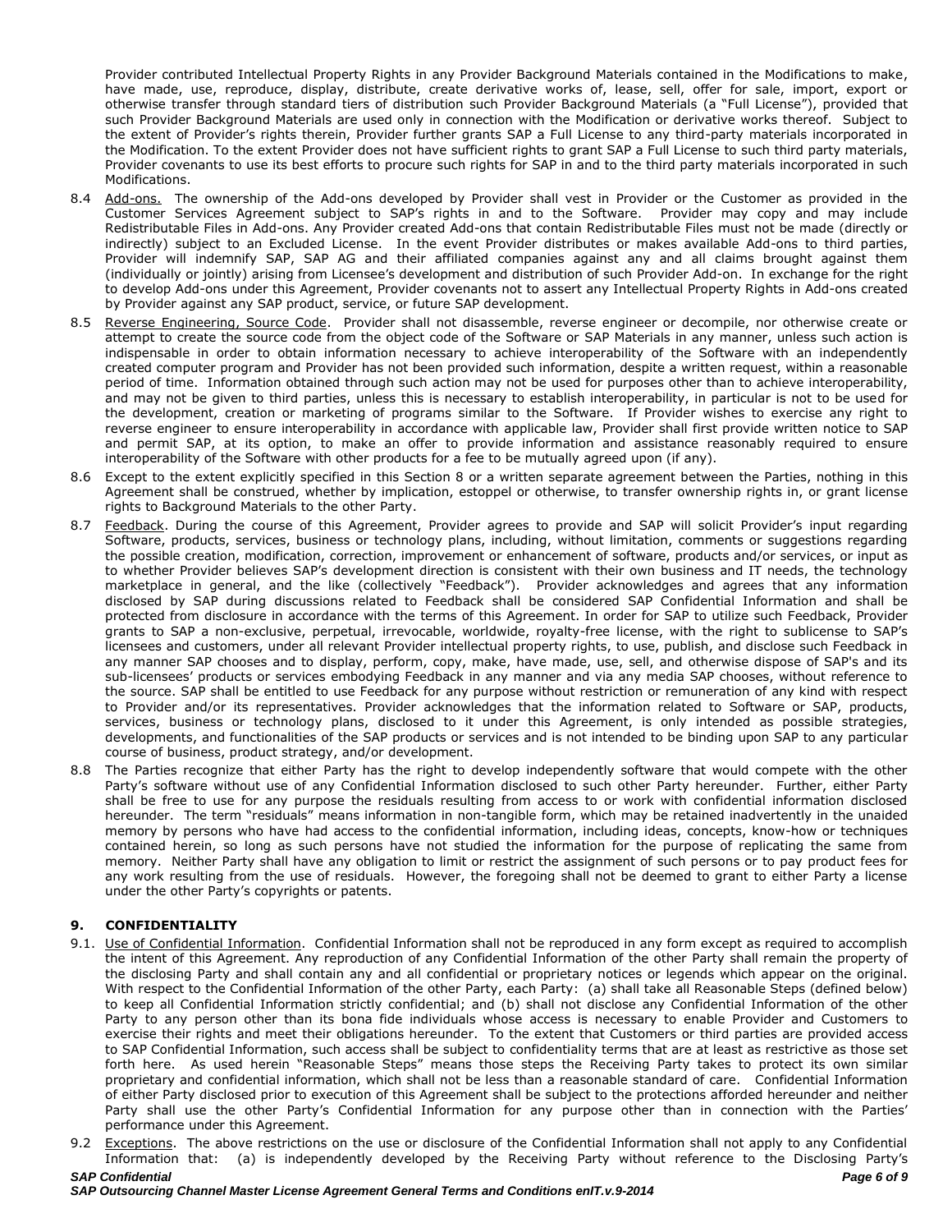Provider contributed Intellectual Property Rights in any Provider Background Materials contained in the Modifications to make, have made, use, reproduce, display, distribute, create derivative works of, lease, sell, offer for sale, import, export or otherwise transfer through standard tiers of distribution such Provider Background Materials (a "Full License"), provided that such Provider Background Materials are used only in connection with the Modification or derivative works thereof. Subject to the extent of Provider's rights therein, Provider further grants SAP a Full License to any third-party materials incorporated in the Modification. To the extent Provider does not have sufficient rights to grant SAP a Full License to such third party materials, Provider covenants to use its best efforts to procure such rights for SAP in and to the third party materials incorporated in such Modifications.

8.4 Add-ons. The ownership of the Add-ons developed by Provider shall vest in Provider or the Customer as provided in the Customer Services Agreement subject to SAP's rights in and to the Software. Provider may copy and may include Redistributable Files in Add-ons. Any Provider created Add-ons that contain Redistributable Files must not be made (directly or indirectly) subject to an Excluded License. In the event Provider distributes or makes available Add-ons to third parties, Provider will indemnify SAP, SAP AG and their affiliated companies against any and all claims brought against them (individually or jointly) arising from Licensee's development and distribution of such Provider Add-on. In exchange for the right to develop Add-ons under this Agreement, Provider covenants not to assert any Intellectual Property Rights in Add-ons created by Provider against any SAP product, service, or future SAP development.

8.5 Reverse Engineering, Source Code. Provider shall not disassemble, reverse engineer or decompile, nor otherwise create or attempt to create the source code from the object code of the Software or SAP Materials in any manner, unless such action is indispensable in order to obtain information necessary to achieve interoperability of the Software with an independently created computer program and Provider has not been provided such information, despite a written request, within a reasonable period of time. Information obtained through such action may not be used for purposes other than to achieve interoperability, and may not be given to third parties, unless this is necessary to establish interoperability, in particular is not to be used for the development, creation or marketing of programs similar to the Software. If Provider wishes to exercise any right to reverse engineer to ensure interoperability in accordance with applicable law, Provider shall first provide written notice to SAP and permit SAP, at its option, to make an offer to provide information and assistance reasonably required to ensure interoperability of the Software with other products for a fee to be mutually agreed upon (if any).

8.6 Except to the extent explicitly specified in this Section 8 or a written separate agreement between the Parties, nothing in this Agreement shall be construed, whether by implication, estoppel or otherwise, to transfer ownership rights in, or grant license rights to Background Materials to the other Party.

8.7 Feedback. During the course of this Agreement, Provider agrees to provide and SAP will solicit Provider's input regarding Software, products, services, business or technology plans, including, without limitation, comments or suggestions regarding the possible creation, modification, correction, improvement or enhancement of software, products and/or services, or input as to whether Provider believes SAP's development direction is consistent with their own business and IT needs, the technology marketplace in general, and the like (collectively "Feedback"). Provider acknowledges and agrees that any information disclosed by SAP during discussions related to Feedback shall be considered SAP Confidential Information and shall be protected from disclosure in accordance with the terms of this Agreement. In order for SAP to utilize such Feedback, Provider grants to SAP a non-exclusive, perpetual, irrevocable, worldwide, royalty-free license, with the right to sublicense to SAP's licensees and customers, under all relevant Provider intellectual property rights, to use, publish, and disclose such Feedback in any manner SAP chooses and to display, perform, copy, make, have made, use, sell, and otherwise dispose of SAP's and its sub-licensees' products or services embodying Feedback in any manner and via any media SAP chooses, without reference to the source. SAP shall be entitled to use Feedback for any purpose without restriction or remuneration of any kind with respect to Provider and/or its representatives. Provider acknowledges that the information related to Software or SAP, products, services, business or technology plans, disclosed to it under this Agreement, is only intended as possible strategies, developments, and functionalities of the SAP products or services and is not intended to be binding upon SAP to any particular course of business, product strategy, and/or development.

8.8 The Parties recognize that either Party has the right to develop independently software that would compete with the other Party's software without use of any Confidential Information disclosed to such other Party hereunder. Further, either Party shall be free to use for any purpose the residuals resulting from access to or work with confidential information disclosed hereunder. The term "residuals" means information in non-tangible form, which may be retained inadvertently in the unaided memory by persons who have had access to the confidential information, including ideas, concepts, know-how or techniques contained herein, so long as such persons have not studied the information for the purpose of replicating the same from memory. Neither Party shall have any obligation to limit or restrict the assignment of such persons or to pay product fees for any work resulting from the use of residuals. However, the foregoing shall not be deemed to grant to either Party a license under the other Party's copyrights or patents.

## 9. CONFIDENTIALITY

9.1. Use of Confidential Information. Confidential Information shall not be reproduced in any form except as required to accomplish the intent of this Agreement. Any reproduction of any Confidential Information of the other Party shall remain the property of the disclosing Party and shall contain any and all confidential or proprietary notices or legends which appear on the original. With respect to the Confidential Information of the other Party, each Party: (a) shall take all Reasonable Steps (defined below) to keep all Confidential Information strictly confidential; and (b) shall not disclose any Confidential Information of the other Party to any person other than its bona fide individuals whose access is necessary to enable Provider and Customers to exercise their rights and meet their obligations hereunder. To the extent that Customers or third parties are provided access to SAP Confidential Information, such access shall be subject to confidentiality terms that are at least as restrictive as those set forth here. As used herein "Reasonable Steps" means those steps the Receiving Party takes to protect its own similar proprietary and confidential information, which shall not be less than a reasonable standard of care. Confidential Information of either Party disclosed prior to execution of this Agreement shall be subject to the protections afforded hereunder and neither Party shall use the other Party's Confidential Information for any purpose other than in connection with the Parties' performance under this Agreement.

9.2 Exceptions. The above restrictions on the use or disclosure of the Confidential Information shall not apply to any Confidential Information that: (a) is independently developed by the Receiving Party without reference to the Disclosing Party's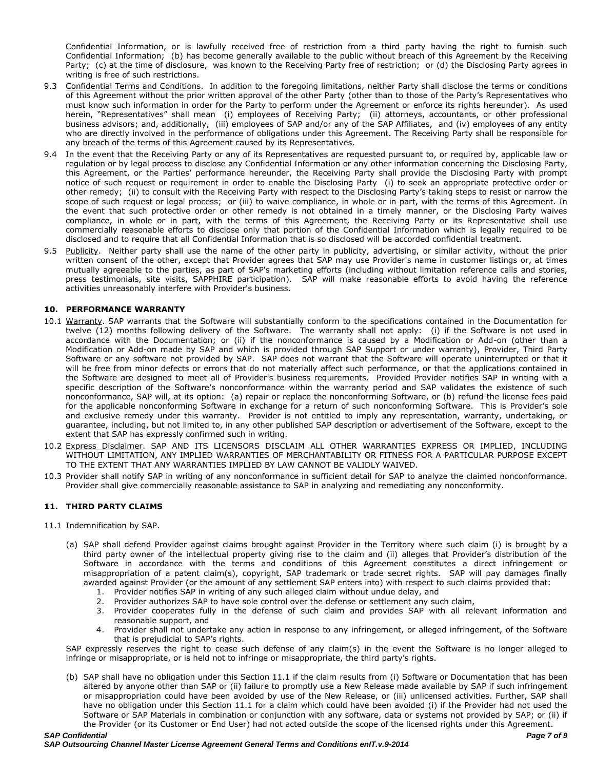Confidential Information, or is lawfully received free of restriction from a third party having the right to furnish such Confidential Information; (b) has become generally available to the public without breach of this Agreement by the Receiving Party; (c) at the time of disclosure, was known to the Receiving Party free of restriction; or (d) the Disclosing Party agrees in writing is free of such restrictions.

9.3 Confidential Terms and Conditions. In addition to the foregoing limitations, neither Party shall disclose the terms or conditions of this Agreement without the prior written approval of the other Party (other than to those of the Party's Representatives who must know such information in order for the Party to perform under the Agreement or enforce its rights hereunder). As used herein, "Representatives" shall mean (i) employees of Receiving Party; (ii) attorneys, accountants, or other professional business advisors; and, additionally, (iii) employees of SAP and/or any of the SAP Affiliates, and (iv) employees of any entity who are directly involved in the performance of obligations under this Agreement. The Receiving Party shall be responsible for any breach of the terms of this Agreement caused by its Representatives.

9.4 In the event that the Receiving Party or any of its Representatives are requested pursuant to, or required by, applicable law or regulation or by legal process to disclose any Confidential Information or any other information concerning the Disclosing Party, this Agreement, or the Parties' performance hereunder, the Receiving Party shall provide the Disclosing Party with prompt notice of such request or requirement in order to enable the Disclosing Party (i) to seek an appropriate protective order or other remedy; (ii) to consult with the Receiving Party with respect to the Disclosing Party's taking steps to resist or narrow the scope of such request or legal process; or (iii) to waive compliance, in whole or in part, with the terms of this Agreement. In the event that such protective order or other remedy is not obtained in a timely manner, or the Disclosing Party waives compliance, in whole or in part, with the terms of this Agreement, the Receiving Party or its Representative shall use commercially reasonable efforts to disclose only that portion of the Confidential Information which is legally required to be disclosed and to require that all Confidential Information that is so disclosed will be accorded confidential treatment.

9.5 Publicity. Neither party shall use the name of the other party in publicity, advertising, or similar activity, without the prior written consent of the other, except that Provider agrees that SAP may use Provider's name in customer listings or, at times mutually agreeable to the parties, as part of SAP's marketing efforts (including without limitation reference calls and stories, press testimonials, site visits, SAPPHIRE participation). SAP will make reasonable efforts to avoid having the reference activities unreasonably interfere with Provider's business.

### 10. PERFORMANCE WARRANTY

10.1 Warranty. SAP warrants that the Software will substantially conform to the specifications contained in the Documentation for twelve (12) months following delivery of the Software. The warranty shall not apply: (i) if the Software is not used in accordance with the Documentation; or (ii) if the nonconformance is caused by a Modification or Add-on (other than a Modification or Add-on made by SAP and which is provided through SAP Support or under warranty), Provider, Third Party Software or any software not provided by SAP. SAP does not warrant that the Software will operate uninterrupted or that it will be free from minor defects or errors that do not materially affect such performance, or that the applications contained in the Software are designed to meet all of Provider's business requirements. Provided Provider notifies SAP in writing with a specific description of the Software's nonconformance within the warranty period and SAP validates the existence of such nonconformance, SAP will, at its option: (a) repair or replace the nonconforming Software, or (b) refund the license fees paid for the applicable nonconforming Software in exchange for a return of such nonconforming Software. This is Provider's sole and exclusive remedy under this warranty. Provider is not entitled to imply any representation, warranty, undertaking, or guarantee, including, but not limited to, in any other published SAP description or advertisement of the Software, except to the extent that SAP has expressly confirmed such in writing.

10.2 Express Disclaimer. SAP AND ITS LICENSORS DISCLAIM ALL OTHER WARRANTIES EXPRESS OR IMPLIED, INCLUDING WITHOUT LIMITATION, ANY IMPLIED WARRANTIES OF MERCHANTABILITY OR FITNESS FOR A PARTICULAR PURPOSE EXCEPT TO THE EXTENT THAT ANY WARRANTIES IMPLIED BY LAW CANNOT BE VALIDLY WAIVED.

10.3 Provider shall notify SAP in writing of any nonconformance in sufficient detail for SAP to analyze the claimed nonconformance. Provider shall give commercially reasonable assistance to SAP in analyzing and remediating any nonconformity.

### 11. THIRD PARTY CLAIMS

11.1 Indemnification by SAP.

(a) SAP shall defend Provider against claims brought against Provider in the Territory where such claim (i) is brought by a third party owner of the intellectual property giving rise to the claim and (ii) alleges that Provider's distribution of the Software in accordance with the terms and conditions of this Agreement constitutes a direct infringement or misappropriation of a patent claim(s), copyright, SAP trademark or trade secret rights. SAP will pay damages finally awarded against Provider (or the amount of any settlement SAP enters into) with respect to such claims provided that:

1. Provider notifies SAP in writing of any such alleged claim without undue delay, and
2. Provider authorizes SAP to have sole control over the defense or settlement any such claim,
3. Provider cooperates fully in the defense of such claim and provides SAP with all relevant information and reasonable support, and
4. Provider shall not undertake any action in response to any infringement, or alleged infringement, of the Software that is prejudicial to SAP's rights.

SAP expressly reserves the right to cease such defense of any claim(s) in the event the Software is no longer alleged to infringe or misappropriate, or is held not to infringe or misappropriate, the third party's rights.

(b) SAP shall have no obligation under this Section 11.1 if the claim results from (i) Software or Documentation that has been altered by anyone other than SAP or (ii) failure to promptly use a New Release made available by SAP if such infringement or misappropriation could have been avoided by use of the New Release, or (iii) unlicensed activities. Further, SAP shall have no obligation under this Section 11.1 for a claim which could have been avoided (i) if the Provider had not used the Software or SAP Materials in combination or conjunction with any software, data or systems not provided by SAP; or (ii) if the Provider (or its Customer or End User) had not acted outside the scope of the licensed rights under this Agreement.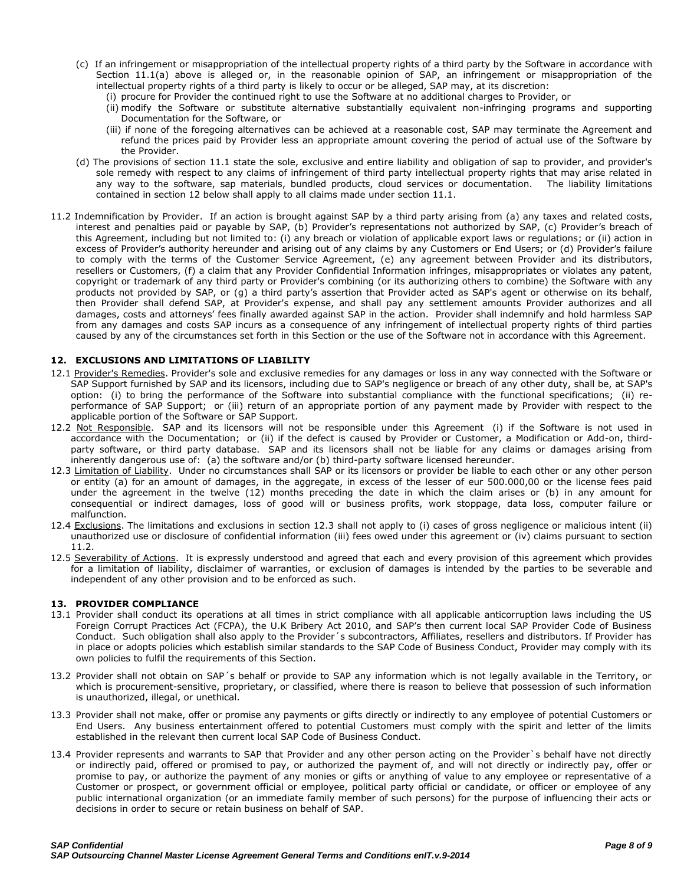(c) If an infringement or misappropriation of the intellectual property rights of a third party by the Software in accordance with Section 11.1(a) above is alleged or, in the reasonable opinion of SAP, an infringement or misappropriation of the intellectual property rights of a third party is likely to occur or be alleged, SAP may, at its discretion:
   (i) procure for Provider the continued right to use the Software at no additional charges to Provider, or
   (ii) modify the Software or substitute alternative substantially equivalent non-infringing programs and supporting Documentation for the Software, or
   (iii) if none of the foregoing alternatives can be achieved at a reasonable cost, SAP may terminate the Agreement and refund the prices paid by Provider less an appropriate amount covering the period of actual use of the Software by the Provider.

(d) The provisions of section 11.1 state the sole, exclusive and entire liability and obligation of sap to provider, and provider's sole remedy with respect to any claims of infringement of third party intellectual property rights that may arise related in any way to the software, sap materials, bundled products, cloud services or documentation. The liability limitations contained in section 12 below shall apply to all claims made under section 11.1.

11.2 Indemnification by Provider. If an action is brought against SAP by a third party arising from (a) any taxes and related costs, interest and penalties paid or payable by SAP, (b) Provider's representations not authorized by SAP, (c) Provider's breach of this Agreement, including but not limited to: (i) any breach or violation of applicable export laws or regulations; or (ii) action in excess of Provider's authority hereunder and arising out of any claims by any Customers or End Users; or (d) Provider's failure to comply with the terms of the Customer Service Agreement, (e) any agreement between Provider and its distributors, resellers or Customers, (f) a claim that any Provider Confidential Information infringes, misappropriates or violates any patent, copyright or trademark of any third party or Provider's combining (or its authorizing others to combine) the Software with any products not provided by SAP, or (g) a third party's assertion that Provider acted as SAP's agent or otherwise on its behalf, then Provider shall defend SAP, at Provider's expense, and shall pay any settlement amounts Provider authorizes and all damages, costs and attorneys' fees finally awarded against SAP in the action. Provider shall indemnify and hold harmless SAP from any damages and costs SAP incurs as a consequence of any infringement of intellectual property rights of third parties caused by any of the circumstances set forth in this Section or the use of the Software not in accordance with this Agreement.

## 12. EXCLUSIONS AND LIMITATIONS OF LIABILITY

12.1 Provider's Remedies. Provider's sole and exclusive remedies for any damages or loss in any way connected with the Software or SAP Support furnished by SAP and its licensors, including due to SAP's negligence or breach of any other duty, shall be, at SAP's option: (i) to bring the performance of the Software into substantial compliance with the functional specifications; (ii) re-performance of SAP Support; or (iii) return of an appropriate portion of any payment made by Provider with respect to the applicable portion of the Software or SAP Support.

12.2 Not Responsible. SAP and its licensors will not be responsible under this Agreement (i) if the Software is not used in accordance with the Documentation; or (ii) if the defect is caused by Provider or Customer, a Modification or Add-on, third-party software, or third party database. SAP and its licensors shall not be liable for any claims or damages arising from inherently dangerous use of: (a) the software and/or (b) third-party software licensed hereunder.

12.3 Limitation of Liability. Under no circumstances shall SAP or its licensors or provider be liable to each other or any other person or entity (a) for an amount of damages, in the aggregate, in excess of the lesser of eur 500.000,00 or the license fees paid under the agreement in the twelve (12) months preceding the date in which the claim arises or (b) in any amount for consequential or indirect damages, loss of good will or business profits, work stoppage, data loss, computer failure or malfunction.

12.4 Exclusions. The limitations and exclusions in section 12.3 shall not apply to (i) cases of gross negligence or malicious intent (ii) unauthorized use or disclosure of confidential information (iii) fees owed under this agreement or (iv) claims pursuant to section 11.2.

12.5 Severability of Actions. It is expressly understood and agreed that each and every provision of this agreement which provides for a limitation of liability, disclaimer of warranties, or exclusion of damages is intended by the parties to be severable and independent of any other provision and to be enforced as such.

## 13. PROVIDER COMPLIANCE

13.1 Provider shall conduct its operations at all times in strict compliance with all applicable anticorruption laws including the US Foreign Corrupt Practices Act (FCPA), the U.K Bribery Act 2010, and SAP's then current local SAP Provider Code of Business Conduct. Such obligation shall also apply to the Provider´s subcontractors, Affiliates, resellers and distributors. If Provider has in place or adopts policies which establish similar standards to the SAP Code of Business Conduct, Provider may comply with its own policies to fulfil the requirements of this Section.

13.2 Provider shall not obtain on SAP´s behalf or provide to SAP any information which is not legally available in the Territory, or which is procurement-sensitive, proprietary, or classified, where there is reason to believe that possession of such information is unauthorized, illegal, or unethical.

13.3 Provider shall not make, offer or promise any payments or gifts directly or indirectly to any employee of potential Customers or End Users. Any business entertainment offered to potential Customers must comply with the spirit and letter of the limits established in the relevant then current local SAP Code of Business Conduct.

13.4 Provider represents and warrants to SAP that Provider and any other person acting on the Provider`s behalf have not directly or indirectly paid, offered or promised to pay, or authorized the payment of, and will not directly or indirectly pay, offer or promise to pay, or authorize the payment of any monies or gifts or anything of value to any employee or representative of a Customer or prospect, or government official or employee, political party official or candidate, or officer or employee of any public international organization (or an immediate family member of such persons) for the purpose of influencing their acts or decisions in order to secure or retain business on behalf of SAP.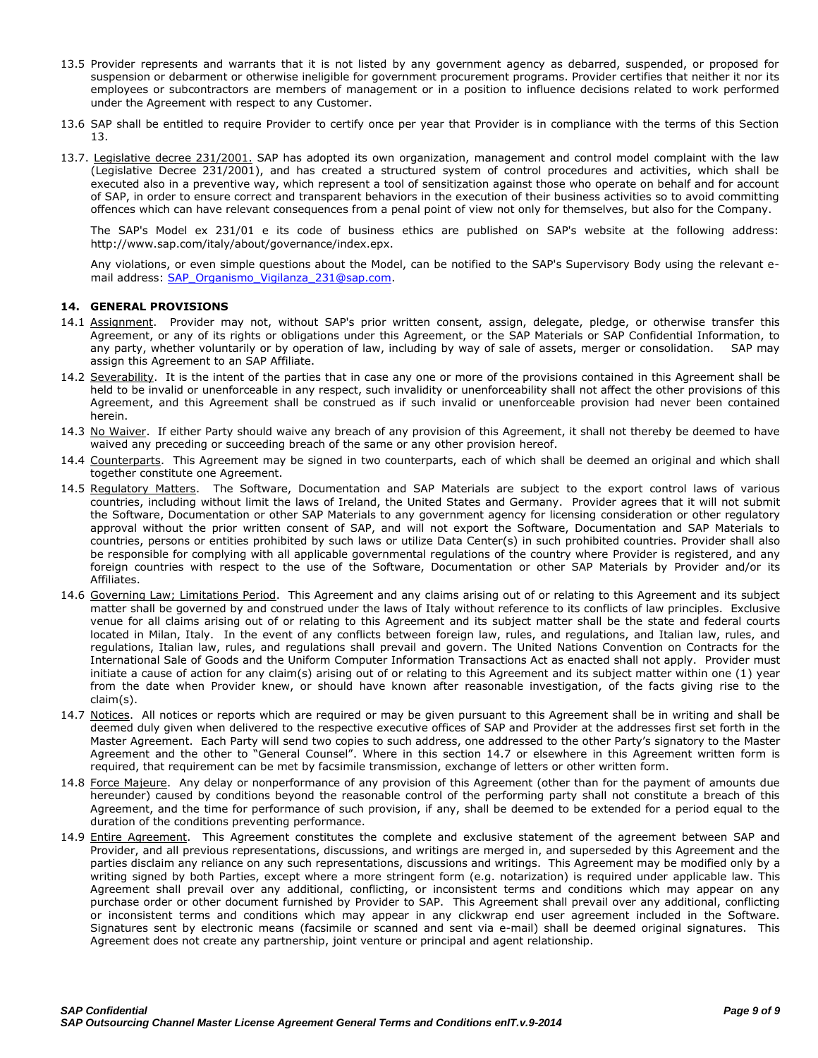13.5 Provider represents and warrants that it is not listed by any government agency as debarred, suspended, or proposed for suspension or debarment or otherwise ineligible for government procurement programs. Provider certifies that neither it nor its employees or subcontractors are members of management or in a position to influence decisions related to work performed under the Agreement with respect to any Customer.

13.6 SAP shall be entitled to require Provider to certify once per year that Provider is in compliance with the terms of this Section 13.

13.7. Legislative decree 231/2001. SAP has adopted its own organization, management and control model complaint with the law (Legislative Decree 231/2001), and has created a structured system of control procedures and activities, which shall be executed also in a preventive way, which represent a tool of sensitization against those who operate on behalf and for account of SAP, in order to ensure correct and transparent behaviors in the execution of their business activities so to avoid committing offences which can have relevant consequences from a penal point of view not only for themselves, but also for the Company.

The SAP's Model ex 231/01 e its code of business ethics are published on SAP's website at the following address: http://www.sap.com/italy/about/governance/index.epx.

Any violations, or even simple questions about the Model, can be notified to the SAP's Supervisory Body using the relevant e-mail address: SAP_Organismo_Vigilanza_231@sap.com.

## 14. GENERAL PROVISIONS

14.1 Assignment. Provider may not, without SAP's prior written consent, assign, delegate, pledge, or otherwise transfer this Agreement, or any of its rights or obligations under this Agreement, or the SAP Materials or SAP Confidential Information, to any party, whether voluntarily or by operation of law, including by way of sale of assets, merger or consolidation. SAP may assign this Agreement to an SAP Affiliate.

14.2 Severability. It is the intent of the parties that in case any one or more of the provisions contained in this Agreement shall be held to be invalid or unenforceable in any respect, such invalidity or unenforceability shall not affect the other provisions of this Agreement, and this Agreement shall be construed as if such invalid or unenforceable provision had never been contained herein.

14.3 No Waiver. If either Party should waive any breach of any provision of this Agreement, it shall not thereby be deemed to have waived any preceding or succeeding breach of the same or any other provision hereof.

14.4 Counterparts. This Agreement may be signed in two counterparts, each of which shall be deemed an original and which shall together constitute one Agreement.

14.5 Regulatory Matters. The Software, Documentation and SAP Materials are subject to the export control laws of various countries, including without limit the laws of Ireland, the United States and Germany. Provider agrees that it will not submit the Software, Documentation or other SAP Materials to any government agency for licensing consideration or other regulatory approval without the prior written consent of SAP, and will not export the Software, Documentation and SAP Materials to countries, persons or entities prohibited by such laws or utilize Data Center(s) in such prohibited countries. Provider shall also be responsible for complying with all applicable governmental regulations of the country where Provider is registered, and any foreign countries with respect to the use of the Software, Documentation or other SAP Materials by Provider and/or its Affiliates.

14.6 Governing Law; Limitations Period. This Agreement and any claims arising out of or relating to this Agreement and its subject matter shall be governed by and construed under the laws of Italy without reference to its conflicts of law principles. Exclusive venue for all claims arising out of or relating to this Agreement and its subject matter shall be the state and federal courts located in Milan, Italy. In the event of any conflicts between foreign law, rules, and regulations, and Italian law, rules, and regulations, Italian law, rules, and regulations shall prevail and govern. The United Nations Convention on Contracts for the International Sale of Goods and the Uniform Computer Information Transactions Act as enacted shall not apply. Provider must initiate a cause of action for any claim(s) arising out of or relating to this Agreement and its subject matter within one (1) year from the date when Provider knew, or should have known after reasonable investigation, of the facts giving rise to the claim(s).

14.7 Notices. All notices or reports which are required or may be given pursuant to this Agreement shall be in writing and shall be deemed duly given when delivered to the respective executive offices of SAP and Provider at the addresses first set forth in the Master Agreement. Each Party will send two copies to such address, one addressed to the other Party's signatory to the Master Agreement and the other to "General Counsel". Where in this section 14.7 or elsewhere in this Agreement written form is required, that requirement can be met by facsimile transmission, exchange of letters or other written form.

14.8 Force Majeure. Any delay or nonperformance of any provision of this Agreement (other than for the payment of amounts due hereunder) caused by conditions beyond the reasonable control of the performing party shall not constitute a breach of this Agreement, and the time for performance of such provision, if any, shall be deemed to be extended for a period equal to the duration of the conditions preventing performance.

14.9 Entire Agreement. This Agreement constitutes the complete and exclusive statement of the agreement between SAP and Provider, and all previous representations, discussions, and writings are merged in, and superseded by this Agreement and the parties disclaim any reliance on any such representations, discussions and writings. This Agreement may be modified only by a writing signed by both Parties, except where a more stringent form (e.g. notarization) is required under applicable law. This Agreement shall prevail over any additional, conflicting, or inconsistent terms and conditions which may appear on any purchase order or other document furnished by Provider to SAP. This Agreement shall prevail over any additional, conflicting or inconsistent terms and conditions which may appear in any clickwrap end user agreement included in the Software. Signatures sent by electronic means (facsimile or scanned and sent via e-mail) shall be deemed original signatures. This Agreement does not create any partnership, joint venture or principal and agent relationship.